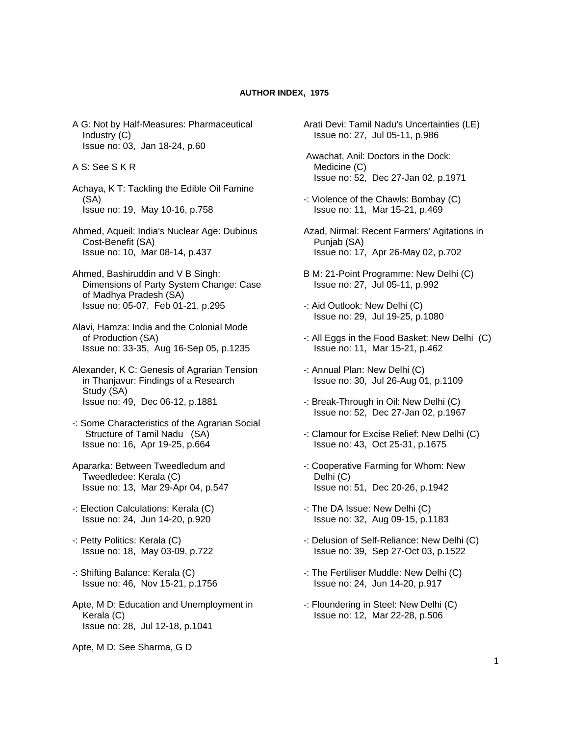**AUTHOR INDEX, 1975**

A G: Not by Half-Measures: Pharmaceutical Industry (C)
Issue no: 03, Jan 18-24, p.60

A S: See S K R

Achaya, K T: Tackling the Edible Oil Famine (SA)
Issue no: 19, May 10-16, p.758

Ahmed, Aqueil: India's Nuclear Age: Dubious Cost-Benefit (SA)
Issue no: 10, Mar 08-14, p.437

Ahmed, Bashiruddin and V B Singh: Dimensions of Party System Change: Case of Madhya Pradesh (SA)
Issue no: 05-07, Feb 01-21, p.295

Alavi, Hamza: India and the Colonial Mode of Production (SA)
Issue no: 33-35, Aug 16-Sep 05, p.1235

Alexander, K C: Genesis of Agrarian Tension in Thanjavur: Findings of a Research Study (SA)
Issue no: 49, Dec 06-12, p.1881

-: Some Characteristics of the Agrarian Social Structure of Tamil Nadu (SA)
Issue no: 16, Apr 19-25, p.664

Apararka: Between Tweedledum and Tweedledee: Kerala (C)
Issue no: 13, Mar 29-Apr 04, p.547

-: Election Calculations: Kerala (C)
Issue no: 24, Jun 14-20, p.920

-: Petty Politics: Kerala (C)
Issue no: 18, May 03-09, p.722

-: Shifting Balance: Kerala (C)
Issue no: 46, Nov 15-21, p.1756

Apte, M D: Education and Unemployment in Kerala (C)
Issue no: 28, Jul 12-18, p.1041

Apte, M D: See Sharma, G D

Arati Devi: Tamil Nadu's Uncertainties (LE)
Issue no: 27, Jul 05-11, p.986

Awachat, Anil: Doctors in the Dock: Medicine (C)
Issue no: 52, Dec 27-Jan 02, p.1971

-: Violence of the Chawls: Bombay (C)
Issue no: 11, Mar 15-21, p.469

Azad, Nirmal: Recent Farmers' Agitations in Punjab (SA)
Issue no: 17, Apr 26-May 02, p.702

B M: 21-Point Programme: New Delhi (C)
Issue no: 27, Jul 05-11, p.992

-: Aid Outlook: New Delhi (C)
Issue no: 29, Jul 19-25, p.1080

-: All Eggs in the Food Basket: New Delhi (C)
Issue no: 11, Mar 15-21, p.462

-: Annual Plan: New Delhi (C)
Issue no: 30, Jul 26-Aug 01, p.1109

-: Break-Through in Oil: New Delhi (C)
Issue no: 52, Dec 27-Jan 02, p.1967

-: Clamour for Excise Relief: New Delhi (C)
Issue no: 43, Oct 25-31, p.1675

-: Cooperative Farming for Whom: New Delhi (C)
Issue no: 51, Dec 20-26, p.1942

-: The DA Issue: New Delhi (C)
Issue no: 32, Aug 09-15, p.1183

-: Delusion of Self-Reliance: New Delhi (C)
Issue no: 39, Sep 27-Oct 03, p.1522

-: The Fertiliser Muddle: New Delhi (C)
Issue no: 24, Jun 14-20, p.917

-: Floundering in Steel: New Delhi (C)
Issue no: 12, Mar 22-28, p.506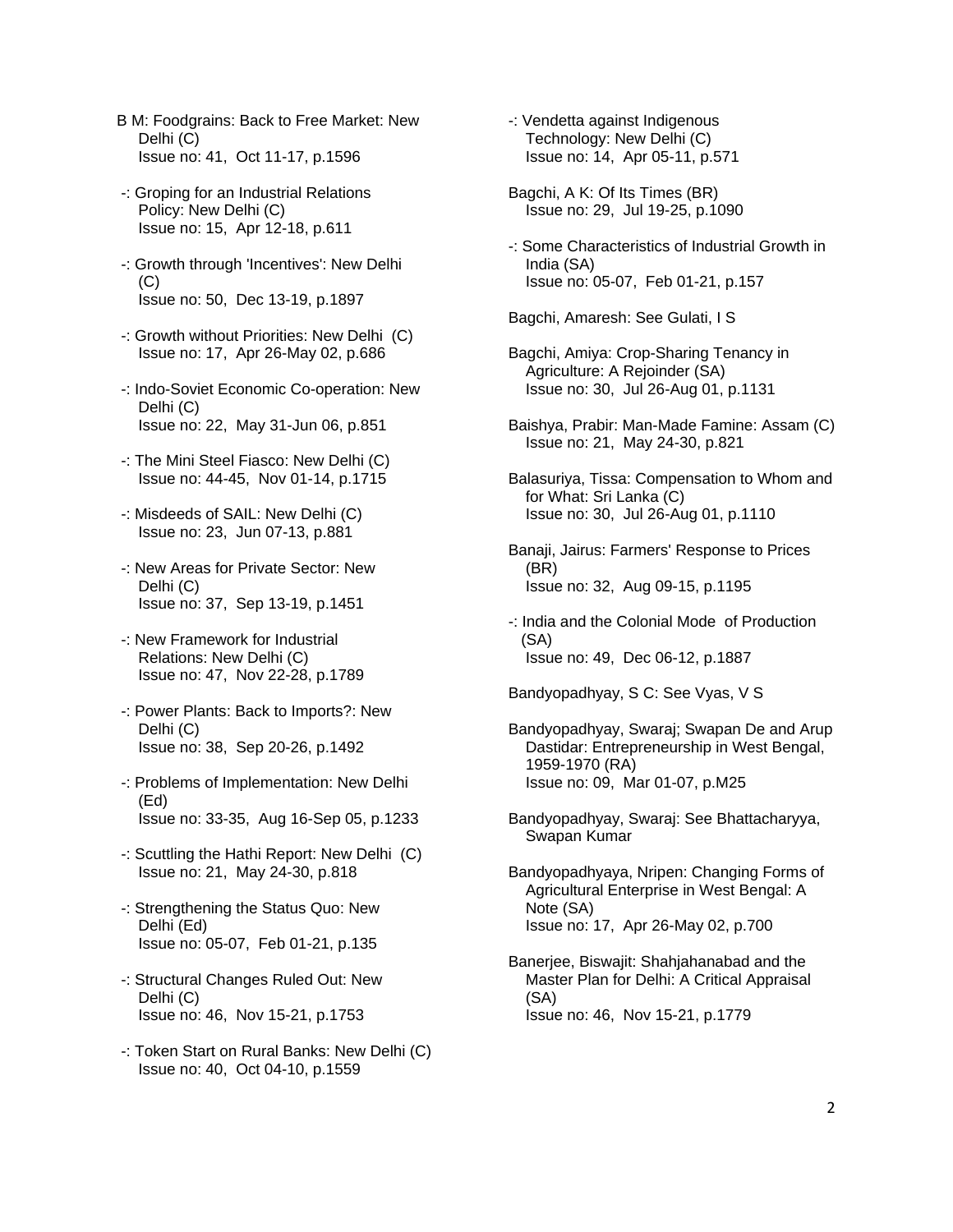B M: Foodgrains: Back to Free Market: New Delhi (C)
Issue no: 41, Oct 11-17, p.1596

-: Groping for an Industrial Relations Policy: New Delhi (C)
Issue no: 15, Apr 12-18, p.611

-: Growth through 'Incentives': New Delhi (C)
Issue no: 50, Dec 13-19, p.1897

-: Growth without Priorities: New Delhi (C)
Issue no: 17, Apr 26-May 02, p.686

-: Indo-Soviet Economic Co-operation: New Delhi (C)
Issue no: 22, May 31-Jun 06, p.851

-: The Mini Steel Fiasco: New Delhi (C)
Issue no: 44-45, Nov 01-14, p.1715

-: Misdeeds of SAIL: New Delhi (C)
Issue no: 23, Jun 07-13, p.881

-: New Areas for Private Sector: New Delhi (C)
Issue no: 37, Sep 13-19, p.1451

-: New Framework for Industrial Relations: New Delhi (C)
Issue no: 47, Nov 22-28, p.1789

-: Power Plants: Back to Imports?: New Delhi (C)
Issue no: 38, Sep 20-26, p.1492

-: Problems of Implementation: New Delhi (Ed)
Issue no: 33-35, Aug 16-Sep 05, p.1233

-: Scuttling the Hathi Report: New Delhi (C)
Issue no: 21, May 24-30, p.818

-: Strengthening the Status Quo: New Delhi (Ed)
Issue no: 05-07, Feb 01-21, p.135

-: Structural Changes Ruled Out: New Delhi (C)
Issue no: 46, Nov 15-21, p.1753

-: Token Start on Rural Banks: New Delhi (C)
Issue no: 40, Oct 04-10, p.1559

-: Vendetta against Indigenous Technology: New Delhi (C)
Issue no: 14, Apr 05-11, p.571

Bagchi, A K: Of Its Times (BR)
Issue no: 29, Jul 19-25, p.1090

-: Some Characteristics of Industrial Growth in India (SA)
Issue no: 05-07, Feb 01-21, p.157

Bagchi, Amaresh: See Gulati, I S

Bagchi, Amiya: Crop-Sharing Tenancy in Agriculture: A Rejoinder (SA)
Issue no: 30, Jul 26-Aug 01, p.1131

Baishya, Prabir: Man-Made Famine: Assam (C)
Issue no: 21, May 24-30, p.821

Balasuriya, Tissa: Compensation to Whom and for What: Sri Lanka (C)
Issue no: 30, Jul 26-Aug 01, p.1110

Banaji, Jairus: Farmers' Response to Prices (BR)
Issue no: 32, Aug 09-15, p.1195

-: India and the Colonial Mode of Production (SA)
Issue no: 49, Dec 06-12, p.1887

Bandyopadhyay, S C: See Vyas, V S

Bandyopadhyay, Swaraj; Swapan De and Arup Dastidar: Entrepreneurship in West Bengal, 1959-1970 (RA)
Issue no: 09, Mar 01-07, p.M25

Bandyopadhyay, Swaraj: See Bhattacharyya, Swapan Kumar

Bandyopadhyaya, Nripen: Changing Forms of Agricultural Enterprise in West Bengal: A Note (SA)
Issue no: 17, Apr 26-May 02, p.700

Banerjee, Biswajit: Shahjahanabad and the Master Plan for Delhi: A Critical Appraisal (SA)
Issue no: 46, Nov 15-21, p.1779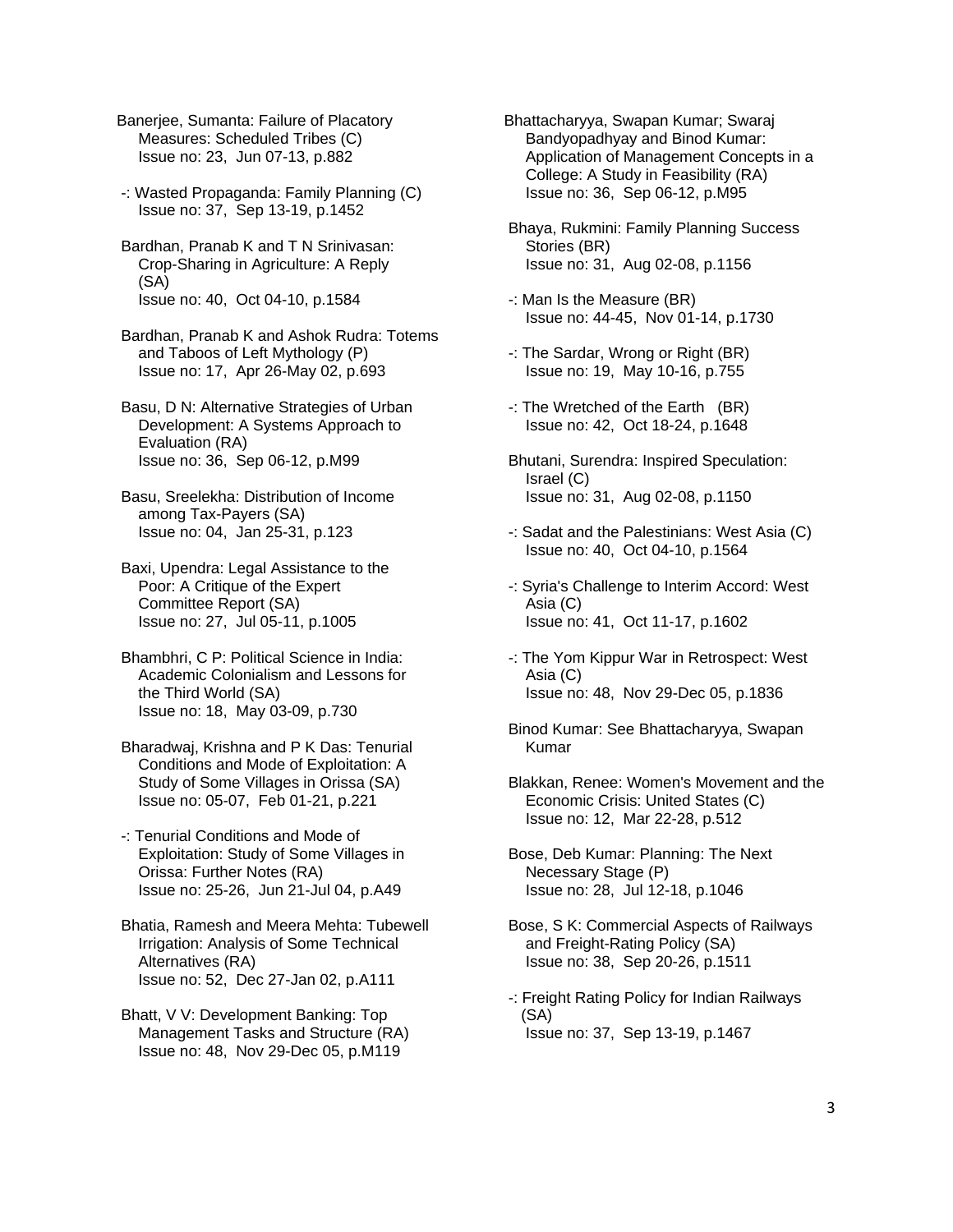Banerjee, Sumanta: Failure of Placatory Measures: Scheduled Tribes (C)
Issue no: 23, Jun 07-13, p.882

-: Wasted Propaganda: Family Planning (C)
Issue no: 37, Sep 13-19, p.1452

Bardhan, Pranab K and T N Srinivasan: Crop-Sharing in Agriculture: A Reply (SA)
Issue no: 40, Oct 04-10, p.1584

Bardhan, Pranab K and Ashok Rudra: Totems and Taboos of Left Mythology (P)
Issue no: 17, Apr 26-May 02, p.693

Basu, D N: Alternative Strategies of Urban Development: A Systems Approach to Evaluation (RA)
Issue no: 36, Sep 06-12, p.M99

Basu, Sreelekha: Distribution of Income among Tax-Payers (SA)
Issue no: 04, Jan 25-31, p.123

Baxi, Upendra: Legal Assistance to the Poor: A Critique of the Expert Committee Report (SA)
Issue no: 27, Jul 05-11, p.1005

Bhambhri, C P: Political Science in India: Academic Colonialism and Lessons for the Third World (SA)
Issue no: 18, May 03-09, p.730

Bharadwaj, Krishna and P K Das: Tenurial Conditions and Mode of Exploitation: A Study of Some Villages in Orissa (SA)
Issue no: 05-07, Feb 01-21, p.221

-: Tenurial Conditions and Mode of Exploitation: Study of Some Villages in Orissa: Further Notes (RA)
Issue no: 25-26, Jun 21-Jul 04, p.A49

Bhatia, Ramesh and Meera Mehta: Tubewell Irrigation: Analysis of Some Technical Alternatives (RA)
Issue no: 52, Dec 27-Jan 02, p.A111

Bhatt, V V: Development Banking: Top Management Tasks and Structure (RA)
Issue no: 48, Nov 29-Dec 05, p.M119

Bhattacharyya, Swapan Kumar; Swaraj Bandyopadhyay and Binod Kumar: Application of Management Concepts in a College: A Study in Feasibility (RA)
Issue no: 36, Sep 06-12, p.M95

Bhaya, Rukmini: Family Planning Success Stories (BR)
Issue no: 31, Aug 02-08, p.1156

-: Man Is the Measure (BR)
Issue no: 44-45, Nov 01-14, p.1730

-: The Sardar, Wrong or Right (BR)
Issue no: 19, May 10-16, p.755

-: The Wretched of the Earth (BR)
Issue no: 42, Oct 18-24, p.1648

Bhutani, Surendra: Inspired Speculation: Israel (C)
Issue no: 31, Aug 02-08, p.1150

-: Sadat and the Palestinians: West Asia (C)
Issue no: 40, Oct 04-10, p.1564

-: Syria's Challenge to Interim Accord: West Asia (C)
Issue no: 41, Oct 11-17, p.1602

-: The Yom Kippur War in Retrospect: West Asia (C)
Issue no: 48, Nov 29-Dec 05, p.1836

Binod Kumar: See Bhattacharyya, Swapan Kumar

Blakkan, Renee: Women's Movement and the Economic Crisis: United States (C)
Issue no: 12, Mar 22-28, p.512

Bose, Deb Kumar: Planning: The Next Necessary Stage (P)
Issue no: 28, Jul 12-18, p.1046

Bose, S K: Commercial Aspects of Railways and Freight-Rating Policy (SA)
Issue no: 38, Sep 20-26, p.1511

-: Freight Rating Policy for Indian Railways (SA)
Issue no: 37, Sep 13-19, p.1467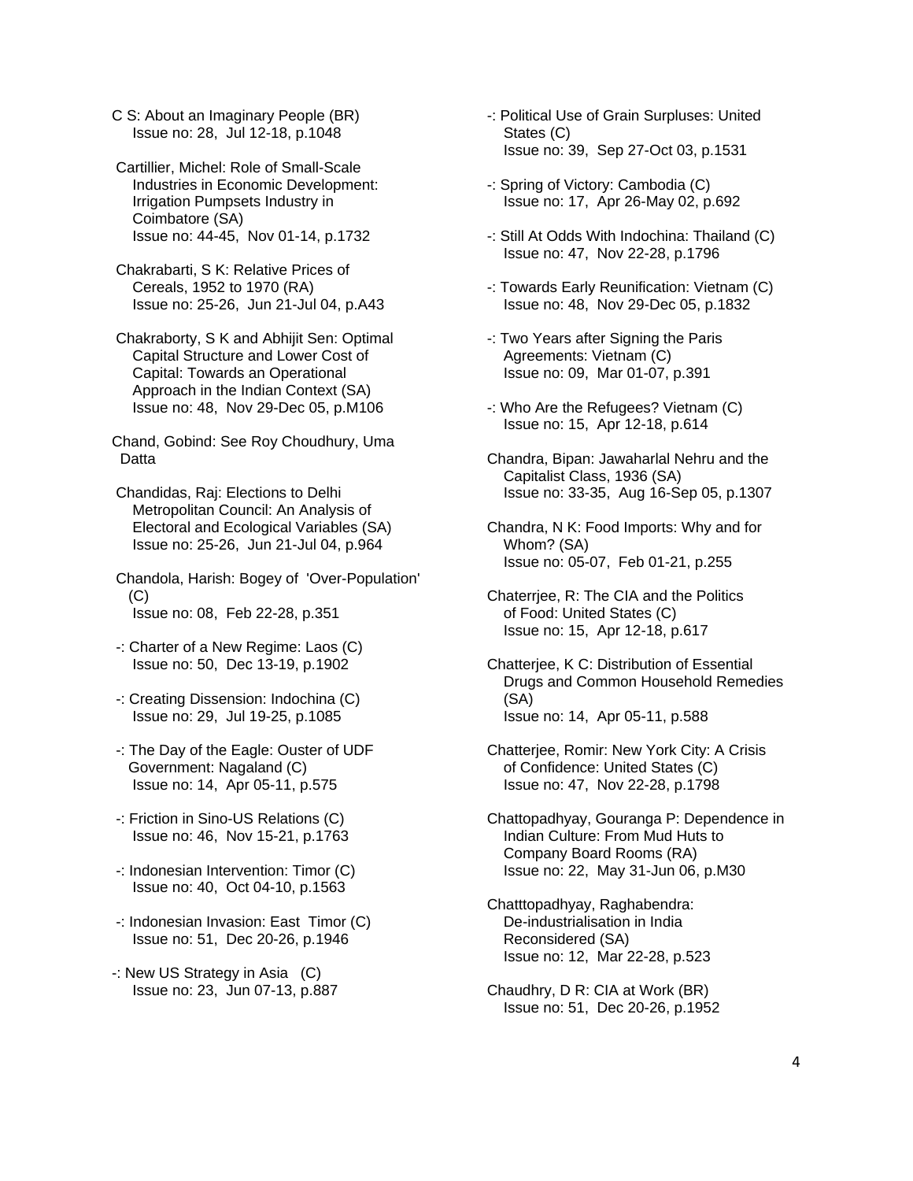C S: About an Imaginary People (BR)
Issue no: 28, Jul 12-18, p.1048

Cartillier, Michel: Role of Small-Scale Industries in Economic Development: Irrigation Pumpsets Industry in Coimbatore (SA)
Issue no: 44-45, Nov 01-14, p.1732

Chakrabarti, S K: Relative Prices of Cereals, 1952 to 1970 (RA)
Issue no: 25-26, Jun 21-Jul 04, p.A43

Chakraborty, S K and Abhijit Sen: Optimal Capital Structure and Lower Cost of Capital: Towards an Operational Approach in the Indian Context (SA)
Issue no: 48, Nov 29-Dec 05, p.M106

Chand, Gobind: See Roy Choudhury, Uma Datta

Chandidas, Raj: Elections to Delhi Metropolitan Council: An Analysis of Electoral and Ecological Variables (SA)
Issue no: 25-26, Jun 21-Jul 04, p.964

Chandola, Harish: Bogey of 'Over-Population' (C)
Issue no: 08, Feb 22-28, p.351

-: Charter of a New Regime: Laos (C)
Issue no: 50, Dec 13-19, p.1902

-: Creating Dissension: Indochina (C)
Issue no: 29, Jul 19-25, p.1085

-: The Day of the Eagle: Ouster of UDF Government: Nagaland (C)
Issue no: 14, Apr 05-11, p.575

-: Friction in Sino-US Relations (C)
Issue no: 46, Nov 15-21, p.1763

-: Indonesian Intervention: Timor (C)
Issue no: 40, Oct 04-10, p.1563

-: Indonesian Invasion: East Timor (C)
Issue no: 51, Dec 20-26, p.1946

-: New US Strategy in Asia (C)
Issue no: 23, Jun 07-13, p.887

-: Political Use of Grain Surpluses: United States (C)
Issue no: 39, Sep 27-Oct 03, p.1531

-: Spring of Victory: Cambodia (C)
Issue no: 17, Apr 26-May 02, p.692

-: Still At Odds With Indochina: Thailand (C)
Issue no: 47, Nov 22-28, p.1796

-: Towards Early Reunification: Vietnam (C)
Issue no: 48, Nov 29-Dec 05, p.1832

-: Two Years after Signing the Paris Agreements: Vietnam (C)
Issue no: 09, Mar 01-07, p.391

-: Who Are the Refugees? Vietnam (C)
Issue no: 15, Apr 12-18, p.614

Chandra, Bipan: Jawaharlal Nehru and the Capitalist Class, 1936 (SA)
Issue no: 33-35, Aug 16-Sep 05, p.1307

Chandra, N K: Food Imports: Why and for Whom? (SA)
Issue no: 05-07, Feb 01-21, p.255

Chaterrjee, R: The CIA and the Politics of Food: United States (C)
Issue no: 15, Apr 12-18, p.617

Chatterjee, K C: Distribution of Essential Drugs and Common Household Remedies (SA)
Issue no: 14, Apr 05-11, p.588

Chatterjee, Romir: New York City: A Crisis of Confidence: United States (C)
Issue no: 47, Nov 22-28, p.1798

Chattopadhyay, Gouranga P: Dependence in Indian Culture: From Mud Huts to Company Board Rooms (RA)
Issue no: 22, May 31-Jun 06, p.M30

Chatttopadhyay, Raghabendra: De-industrialisation in India Reconsidered (SA)
Issue no: 12, Mar 22-28, p.523

Chaudhry, D R: CIA at Work (BR)
Issue no: 51, Dec 20-26, p.1952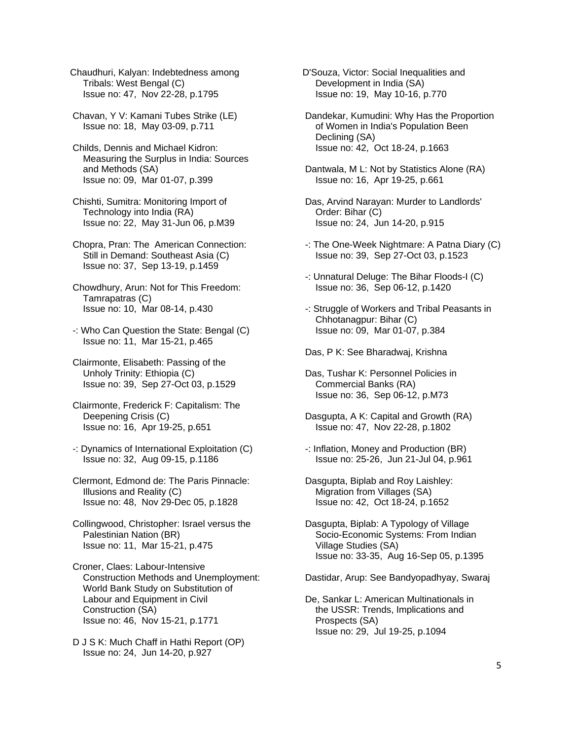Chaudhuri, Kalyan: Indebtedness among Tribals: West Bengal (C)
Issue no: 47, Nov 22-28, p.1795

Chavan, Y V: Kamani Tubes Strike (LE)
Issue no: 18, May 03-09, p.711

Childs, Dennis and Michael Kidron: Measuring the Surplus in India: Sources and Methods (SA)
Issue no: 09, Mar 01-07, p.399

Chishti, Sumitra: Monitoring Import of Technology into India (RA)
Issue no: 22, May 31-Jun 06, p.M39

Chopra, Pran: The American Connection: Still in Demand: Southeast Asia (C)
Issue no: 37, Sep 13-19, p.1459

Chowdhury, Arun: Not for This Freedom: Tamrapatras (C)
Issue no: 10, Mar 08-14, p.430

-: Who Can Question the State: Bengal (C)
Issue no: 11, Mar 15-21, p.465

Clairmonte, Elisabeth: Passing of the Unholy Trinity: Ethiopia (C)
Issue no: 39, Sep 27-Oct 03, p.1529

Clairmonte, Frederick F: Capitalism: The Deepening Crisis (C)
Issue no: 16, Apr 19-25, p.651

-: Dynamics of International Exploitation (C)
Issue no: 32, Aug 09-15, p.1186

Clermont, Edmond de: The Paris Pinnacle: Illusions and Reality (C)
Issue no: 48, Nov 29-Dec 05, p.1828

Collingwood, Christopher: Israel versus the Palestinian Nation (BR)
Issue no: 11, Mar 15-21, p.475

Croner, Claes: Labour-Intensive Construction Methods and Unemployment: World Bank Study on Substitution of Labour and Equipment in Civil Construction (SA)
Issue no: 46, Nov 15-21, p.1771

D J S K: Much Chaff in Hathi Report (OP)
Issue no: 24, Jun 14-20, p.927

D'Souza, Victor: Social Inequalities and Development in India (SA)
Issue no: 19, May 10-16, p.770

Dandekar, Kumudini: Why Has the Proportion of Women in India's Population Been Declining (SA)
Issue no: 42, Oct 18-24, p.1663

Dantwala, M L: Not by Statistics Alone (RA)
Issue no: 16, Apr 19-25, p.661

Das, Arvind Narayan: Murder to Landlords' Order: Bihar (C)
Issue no: 24, Jun 14-20, p.915

-: The One-Week Nightmare: A Patna Diary (C)
Issue no: 39, Sep 27-Oct 03, p.1523

-: Unnatural Deluge: The Bihar Floods-I (C)
Issue no: 36, Sep 06-12, p.1420

-: Struggle of Workers and Tribal Peasants in Chhotanagpur: Bihar (C)
Issue no: 09, Mar 01-07, p.384

Das, P K: See Bharadwaj, Krishna

Das, Tushar K: Personnel Policies in Commercial Banks (RA)
Issue no: 36, Sep 06-12, p.M73

Dasgupta, A K: Capital and Growth (RA)
Issue no: 47, Nov 22-28, p.1802

-: Inflation, Money and Production (BR)
Issue no: 25-26, Jun 21-Jul 04, p.961

Dasgupta, Biplab and Roy Laishley: Migration from Villages (SA)
Issue no: 42, Oct 18-24, p.1652

Dasgupta, Biplab: A Typology of Village Socio-Economic Systems: From Indian Village Studies (SA)
Issue no: 33-35, Aug 16-Sep 05, p.1395

Dastidar, Arup: See Bandyopadhyay, Swaraj

De, Sankar L: American Multinationals in the USSR: Trends, Implications and Prospects (SA)
Issue no: 29, Jul 19-25, p.1094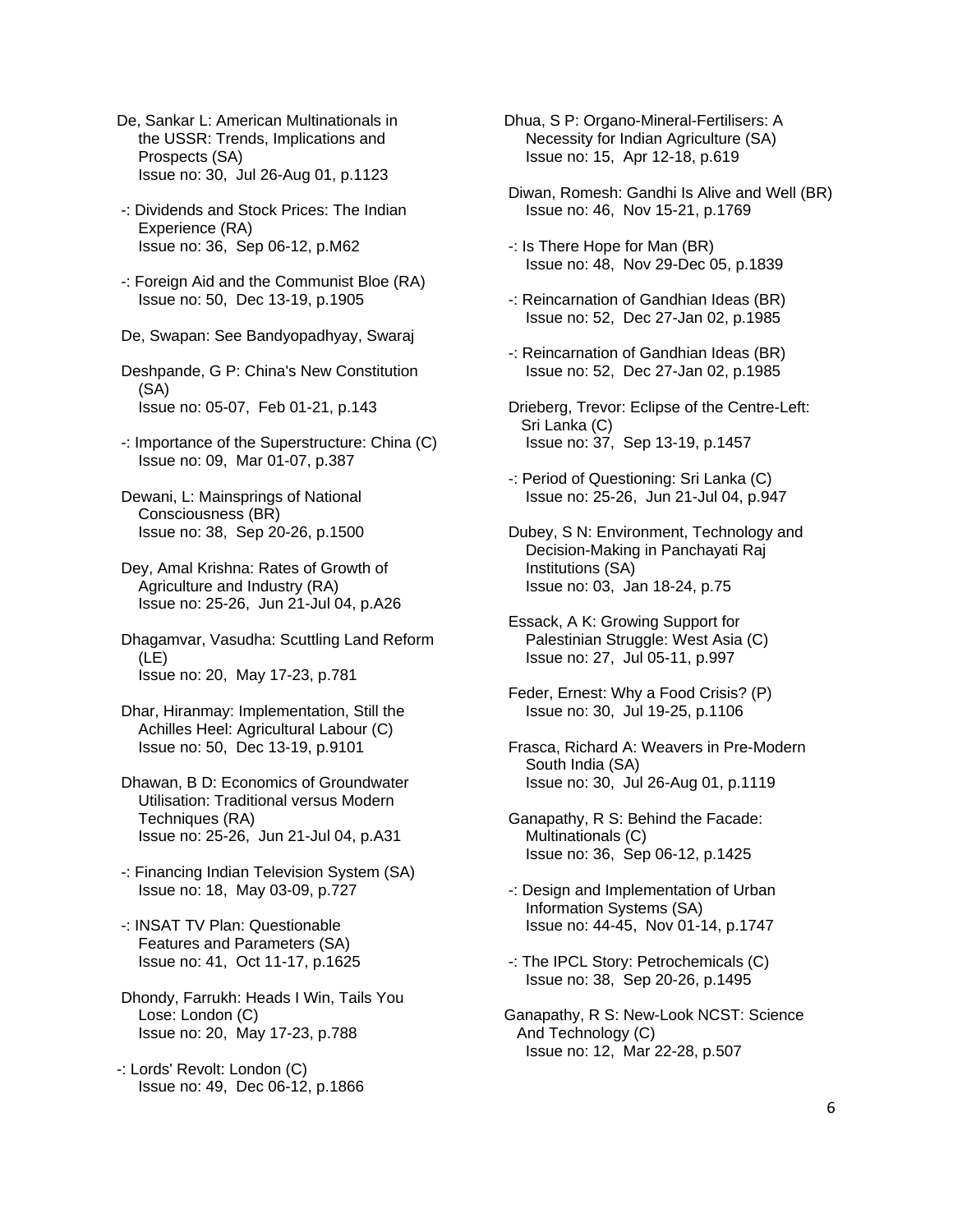De, Sankar L: American Multinationals in the USSR: Trends, Implications and Prospects (SA)
Issue no: 30, Jul 26-Aug 01, p.1123

-: Dividends and Stock Prices: The Indian Experience (RA)
Issue no: 36, Sep 06-12, p.M62

-: Foreign Aid and the Communist Bloe (RA)
Issue no: 50, Dec 13-19, p.1905

De, Swapan: See Bandyopadhyay, Swaraj

Deshpande, G P: China's New Constitution (SA)
Issue no: 05-07, Feb 01-21, p.143

-: Importance of the Superstructure: China (C)
Issue no: 09, Mar 01-07, p.387

Dewani, L: Mainsprings of National Consciousness (BR)
Issue no: 38, Sep 20-26, p.1500

Dey, Amal Krishna: Rates of Growth of Agriculture and Industry (RA)
Issue no: 25-26, Jun 21-Jul 04, p.A26

Dhagamvar, Vasudha: Scuttling Land Reform (LE)
Issue no: 20, May 17-23, p.781

Dhar, Hiranmay: Implementation, Still the Achilles Heel: Agricultural Labour (C)
Issue no: 50, Dec 13-19, p.9101

Dhawan, B D: Economics of Groundwater Utilisation: Traditional versus Modern Techniques (RA)
Issue no: 25-26, Jun 21-Jul 04, p.A31

-: Financing Indian Television System (SA)
Issue no: 18, May 03-09, p.727

-: INSAT TV Plan: Questionable Features and Parameters (SA)
Issue no: 41, Oct 11-17, p.1625

Dhondy, Farrukh: Heads I Win, Tails You Lose: London (C)
Issue no: 20, May 17-23, p.788

-: Lords' Revolt: London (C)
Issue no: 49, Dec 06-12, p.1866

Dhua, S P: Organo-Mineral-Fertilisers: A Necessity for Indian Agriculture (SA)
Issue no: 15, Apr 12-18, p.619

Diwan, Romesh: Gandhi Is Alive and Well (BR)
Issue no: 46, Nov 15-21, p.1769

-: Is There Hope for Man (BR)
Issue no: 48, Nov 29-Dec 05, p.1839

-: Reincarnation of Gandhian Ideas (BR)
Issue no: 52, Dec 27-Jan 02, p.1985

-: Reincarnation of Gandhian Ideas (BR)
Issue no: 52, Dec 27-Jan 02, p.1985

Drieberg, Trevor: Eclipse of the Centre-Left: Sri Lanka (C)
Issue no: 37, Sep 13-19, p.1457

-: Period of Questioning: Sri Lanka (C)
Issue no: 25-26, Jun 21-Jul 04, p.947

Dubey, S N: Environment, Technology and Decision-Making in Panchayati Raj Institutions (SA)
Issue no: 03, Jan 18-24, p.75

Essack, A K: Growing Support for Palestinian Struggle: West Asia (C)
Issue no: 27, Jul 05-11, p.997

Feder, Ernest: Why a Food Crisis? (P)
Issue no: 30, Jul 19-25, p.1106

Frasca, Richard A: Weavers in Pre-Modern South India (SA)
Issue no: 30, Jul 26-Aug 01, p.1119

Ganapathy, R S: Behind the Facade: Multinationals (C)
Issue no: 36, Sep 06-12, p.1425

-: Design and Implementation of Urban Information Systems (SA)
Issue no: 44-45, Nov 01-14, p.1747

-: The IPCL Story: Petrochemicals (C)
Issue no: 38, Sep 20-26, p.1495

Ganapathy, R S: New-Look NCST: Science And Technology (C)
Issue no: 12, Mar 22-28, p.507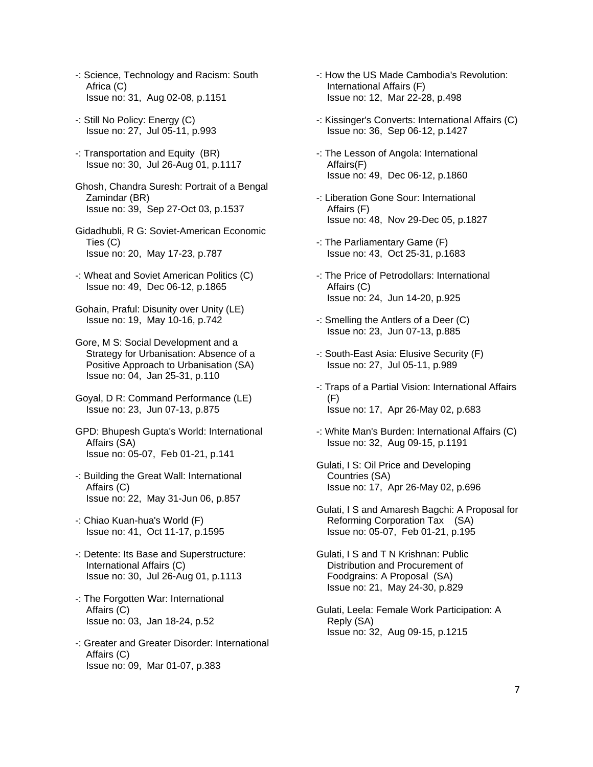-: Science, Technology and Racism: South Africa (C)
Issue no: 31, Aug 02-08, p.1151

-: Still No Policy: Energy (C)
Issue no: 27, Jul 05-11, p.993

-: Transportation and Equity (BR)
Issue no: 30, Jul 26-Aug 01, p.1117

Ghosh, Chandra Suresh: Portrait of a Bengal Zamindar (BR)
Issue no: 39, Sep 27-Oct 03, p.1537

Gidadhubli, R G: Soviet-American Economic Ties (C)
Issue no: 20, May 17-23, p.787

-: Wheat and Soviet American Politics (C)
Issue no: 49, Dec 06-12, p.1865

Gohain, Praful: Disunity over Unity (LE)
Issue no: 19, May 10-16, p.742

Gore, M S: Social Development and a Strategy for Urbanisation: Absence of a Positive Approach to Urbanisation (SA)
Issue no: 04, Jan 25-31, p.110

Goyal, D R: Command Performance (LE)
Issue no: 23, Jun 07-13, p.875

GPD: Bhupesh Gupta's World: International Affairs (SA)
Issue no: 05-07, Feb 01-21, p.141

-: Building the Great Wall: International Affairs (C)
Issue no: 22, May 31-Jun 06, p.857

-: Chiao Kuan-hua's World (F)
Issue no: 41, Oct 11-17, p.1595

-: Detente: Its Base and Superstructure: International Affairs (C)
Issue no: 30, Jul 26-Aug 01, p.1113

-: The Forgotten War: International Affairs (C)
Issue no: 03, Jan 18-24, p.52

-: Greater and Greater Disorder: International Affairs (C)
Issue no: 09, Mar 01-07, p.383

-: How the US Made Cambodia's Revolution: International Affairs (F)
Issue no: 12, Mar 22-28, p.498

-: Kissinger's Converts: International Affairs (C)
Issue no: 36, Sep 06-12, p.1427

-: The Lesson of Angola: International Affairs(F)
Issue no: 49, Dec 06-12, p.1860

-: Liberation Gone Sour: International Affairs (F)
Issue no: 48, Nov 29-Dec 05, p.1827

-: The Parliamentary Game (F)
Issue no: 43, Oct 25-31, p.1683

-: The Price of Petrodollars: International Affairs (C)
Issue no: 24, Jun 14-20, p.925

-: Smelling the Antlers of a Deer (C)
Issue no: 23, Jun 07-13, p.885

-: South-East Asia: Elusive Security (F)
Issue no: 27, Jul 05-11, p.989

-: Traps of a Partial Vision: International Affairs (F)
Issue no: 17, Apr 26-May 02, p.683

-: White Man's Burden: International Affairs (C)
Issue no: 32, Aug 09-15, p.1191

Gulati, I S: Oil Price and Developing Countries (SA)
Issue no: 17, Apr 26-May 02, p.696

Gulati, I S and Amaresh Bagchi: A Proposal for Reforming Corporation Tax (SA)
Issue no: 05-07, Feb 01-21, p.195

Gulati, I S and T N Krishnan: Public Distribution and Procurement of Foodgrains: A Proposal (SA)
Issue no: 21, May 24-30, p.829

Gulati, Leela: Female Work Participation: A Reply (SA)
Issue no: 32, Aug 09-15, p.1215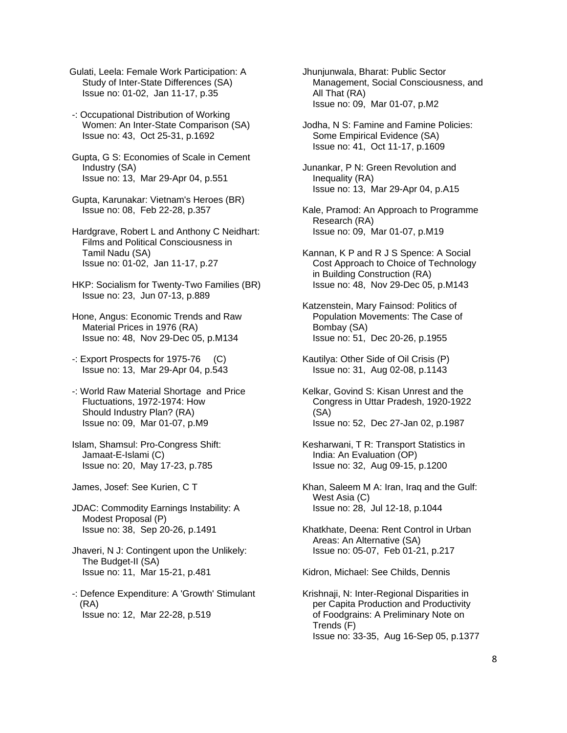Gulati, Leela: Female Work Participation: A Study of Inter-State Differences (SA)
Issue no: 01-02, Jan 11-17, p.35

-: Occupational Distribution of Working Women: An Inter-State Comparison (SA)
Issue no: 43, Oct 25-31, p.1692

Gupta, G S: Economies of Scale in Cement Industry (SA)
Issue no: 13, Mar 29-Apr 04, p.551

Gupta, Karunakar: Vietnam's Heroes (BR)
Issue no: 08, Feb 22-28, p.357

Hardgrave, Robert L and Anthony C Neidhart: Films and Political Consciousness in Tamil Nadu (SA)
Issue no: 01-02, Jan 11-17, p.27

HKP: Socialism for Twenty-Two Families (BR)
Issue no: 23, Jun 07-13, p.889

Hone, Angus: Economic Trends and Raw Material Prices in 1976 (RA)
Issue no: 48, Nov 29-Dec 05, p.M134

-: Export Prospects for 1975-76 (C)
Issue no: 13, Mar 29-Apr 04, p.543

-: World Raw Material Shortage and Price Fluctuations, 1972-1974: How Should Industry Plan? (RA)
Issue no: 09, Mar 01-07, p.M9

Islam, Shamsul: Pro-Congress Shift: Jamaat-E-Islami (C)
Issue no: 20, May 17-23, p.785

James, Josef: See Kurien, C T

JDAC: Commodity Earnings Instability: A Modest Proposal (P)
Issue no: 38, Sep 20-26, p.1491

Jhaveri, N J: Contingent upon the Unlikely: The Budget-II (SA)
Issue no: 11, Mar 15-21, p.481

-: Defence Expenditure: A 'Growth' Stimulant (RA)
Issue no: 12, Mar 22-28, p.519

Jhunjunwala, Bharat: Public Sector Management, Social Consciousness, and All That (RA)
Issue no: 09, Mar 01-07, p.M2

Jodha, N S: Famine and Famine Policies: Some Empirical Evidence (SA)
Issue no: 41, Oct 11-17, p.1609

Junankar, P N: Green Revolution and Inequality (RA)
Issue no: 13, Mar 29-Apr 04, p.A15

Kale, Pramod: An Approach to Programme Research (RA)
Issue no: 09, Mar 01-07, p.M19

Kannan, K P and R J S Spence: A Social Cost Approach to Choice of Technology in Building Construction (RA)
Issue no: 48, Nov 29-Dec 05, p.M143

Katzenstein, Mary Fainsod: Politics of Population Movements: The Case of Bombay (SA)
Issue no: 51, Dec 20-26, p.1955

Kautilya: Other Side of Oil Crisis (P)
Issue no: 31, Aug 02-08, p.1143

Kelkar, Govind S: Kisan Unrest and the Congress in Uttar Pradesh, 1920-1922 (SA)
Issue no: 52, Dec 27-Jan 02, p.1987

Kesharwani, T R: Transport Statistics in India: An Evaluation (OP)
Issue no: 32, Aug 09-15, p.1200

Khan, Saleem M A: Iran, Iraq and the Gulf: West Asia (C)
Issue no: 28, Jul 12-18, p.1044

Khatkhate, Deena: Rent Control in Urban Areas: An Alternative (SA)
Issue no: 05-07, Feb 01-21, p.217

Kidron, Michael: See Childs, Dennis

Krishnaji, N: Inter-Regional Disparities in per Capita Production and Productivity of Foodgrains: A Preliminary Note on Trends (F)
Issue no: 33-35, Aug 16-Sep 05, p.1377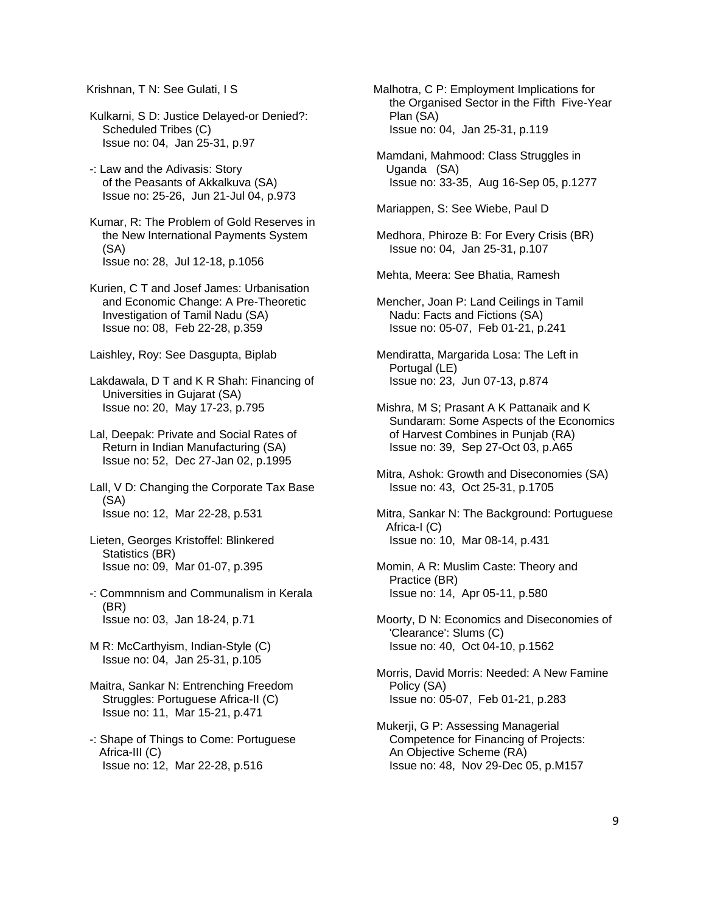Krishnan, T N: See Gulati, I S

Kulkarni, S D: Justice Delayed-or Denied?: Scheduled Tribes (C)
Issue no: 04, Jan 25-31, p.97

-: Law and the Adivasis: Story of the Peasants of Akkalkuva (SA)
Issue no: 25-26, Jun 21-Jul 04, p.973

Kumar, R: The Problem of Gold Reserves in the New International Payments System (SA)
Issue no: 28, Jul 12-18, p.1056

Kurien, C T and Josef James: Urbanisation and Economic Change: A Pre-Theoretic Investigation of Tamil Nadu (SA)
Issue no: 08, Feb 22-28, p.359

Laishley, Roy: See Dasgupta, Biplab

Lakdawala, D T and K R Shah: Financing of Universities in Gujarat (SA)
Issue no: 20, May 17-23, p.795

Lal, Deepak: Private and Social Rates of Return in Indian Manufacturing (SA)
Issue no: 52, Dec 27-Jan 02, p.1995

Lall, V D: Changing the Corporate Tax Base (SA)
Issue no: 12, Mar 22-28, p.531

Lieten, Georges Kristoffel: Blinkered Statistics (BR)
Issue no: 09, Mar 01-07, p.395

-: Commnnism and Communalism in Kerala (BR)
Issue no: 03, Jan 18-24, p.71

M R: McCarthyism, Indian-Style (C)
Issue no: 04, Jan 25-31, p.105

Maitra, Sankar N: Entrenching Freedom Struggles: Portuguese Africa-II (C)
Issue no: 11, Mar 15-21, p.471

-: Shape of Things to Come: Portuguese Africa-III (C)
Issue no: 12, Mar 22-28, p.516

Malhotra, C P: Employment Implications for the Organised Sector in the Fifth Five-Year Plan (SA)
Issue no: 04, Jan 25-31, p.119

Mamdani, Mahmood: Class Struggles in Uganda (SA)
Issue no: 33-35, Aug 16-Sep 05, p.1277

Mariappen, S: See Wiebe, Paul D

Medhora, Phiroze B: For Every Crisis (BR)
Issue no: 04, Jan 25-31, p.107

Mehta, Meera: See Bhatia, Ramesh

Mencher, Joan P: Land Ceilings in Tamil Nadu: Facts and Fictions (SA)
Issue no: 05-07, Feb 01-21, p.241

Mendiratta, Margarida Losa: The Left in Portugal (LE)
Issue no: 23, Jun 07-13, p.874

Mishra, M S; Prasant A K Pattanaik and K Sundaram: Some Aspects of the Economics of Harvest Combines in Punjab (RA)
Issue no: 39, Sep 27-Oct 03, p.A65

Mitra, Ashok: Growth and Diseconomies (SA)
Issue no: 43, Oct 25-31, p.1705

Mitra, Sankar N: The Background: Portuguese Africa-I (C)
Issue no: 10, Mar 08-14, p.431

Momin, A R: Muslim Caste: Theory and Practice (BR)
Issue no: 14, Apr 05-11, p.580

Moorty, D N: Economics and Diseconomies of 'Clearance': Slums (C)
Issue no: 40, Oct 04-10, p.1562

Morris, David Morris: Needed: A New Famine Policy (SA)
Issue no: 05-07, Feb 01-21, p.283

Mukerji, G P: Assessing Managerial Competence for Financing of Projects: An Objective Scheme (RA)
Issue no: 48, Nov 29-Dec 05, p.M157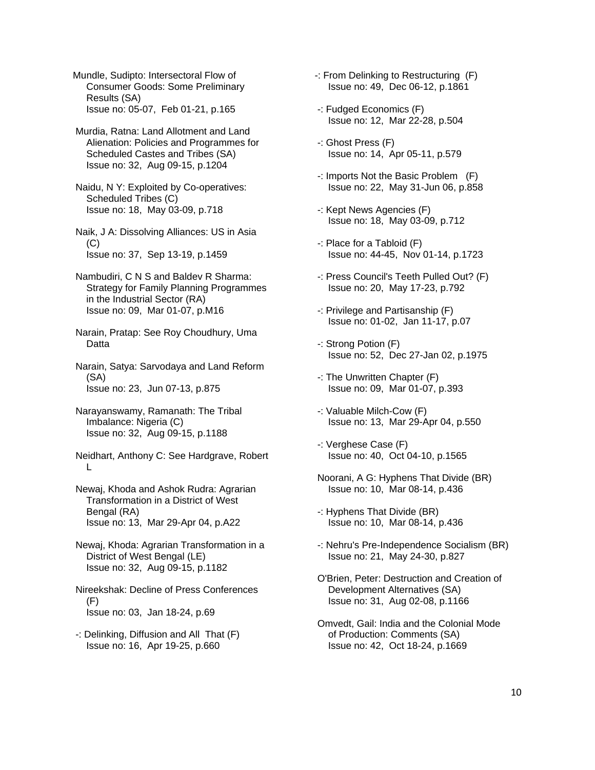Mundle, Sudipto: Intersectoral Flow of Consumer Goods: Some Preliminary Results (SA)
Issue no: 05-07, Feb 01-21, p.165

Murdia, Ratna: Land Allotment and Land Alienation: Policies and Programmes for Scheduled Castes and Tribes (SA)
Issue no: 32, Aug 09-15, p.1204

Naidu, N Y: Exploited by Co-operatives: Scheduled Tribes (C)
Issue no: 18, May 03-09, p.718

Naik, J A: Dissolving Alliances: US in Asia (C)
Issue no: 37, Sep 13-19, p.1459

Nambudiri, C N S and Baldev R Sharma: Strategy for Family Planning Programmes in the Industrial Sector (RA)
Issue no: 09, Mar 01-07, p.M16

Narain, Pratap: See Roy Choudhury, Uma Datta

Narain, Satya: Sarvodaya and Land Reform (SA)
Issue no: 23, Jun 07-13, p.875

Narayanswamy, Ramanath: The Tribal Imbalance: Nigeria (C)
Issue no: 32, Aug 09-15, p.1188

Neidhart, Anthony C: See Hardgrave, Robert L

Newaj, Khoda and Ashok Rudra: Agrarian Transformation in a District of West Bengal (RA)
Issue no: 13, Mar 29-Apr 04, p.A22

Newaj, Khoda: Agrarian Transformation in a District of West Bengal (LE)
Issue no: 32, Aug 09-15, p.1182

Nireekshak: Decline of Press Conferences (F)
Issue no: 03, Jan 18-24, p.69

-: Delinking, Diffusion and All That (F)
Issue no: 16, Apr 19-25, p.660

-: From Delinking to Restructuring (F)
Issue no: 49, Dec 06-12, p.1861

-: Fudged Economics (F)
Issue no: 12, Mar 22-28, p.504

-: Ghost Press (F)
Issue no: 14, Apr 05-11, p.579

-: Imports Not the Basic Problem (F)
Issue no: 22, May 31-Jun 06, p.858

-: Kept News Agencies (F)
Issue no: 18, May 03-09, p.712

-: Place for a Tabloid (F)
Issue no: 44-45, Nov 01-14, p.1723

-: Press Council's Teeth Pulled Out? (F)
Issue no: 20, May 17-23, p.792

-: Privilege and Partisanship (F)
Issue no: 01-02, Jan 11-17, p.07

-: Strong Potion (F)
Issue no: 52, Dec 27-Jan 02, p.1975

-: The Unwritten Chapter (F)
Issue no: 09, Mar 01-07, p.393

-: Valuable Milch-Cow (F)
Issue no: 13, Mar 29-Apr 04, p.550

-: Verghese Case (F)
Issue no: 40, Oct 04-10, p.1565

Noorani, A G: Hyphens That Divide (BR)
Issue no: 10, Mar 08-14, p.436

-: Hyphens That Divide (BR)
Issue no: 10, Mar 08-14, p.436

-: Nehru's Pre-Independence Socialism (BR)
Issue no: 21, May 24-30, p.827

O'Brien, Peter: Destruction and Creation of Development Alternatives (SA)
Issue no: 31, Aug 02-08, p.1166

Omvedt, Gail: India and the Colonial Mode of Production: Comments (SA)
Issue no: 42, Oct 18-24, p.1669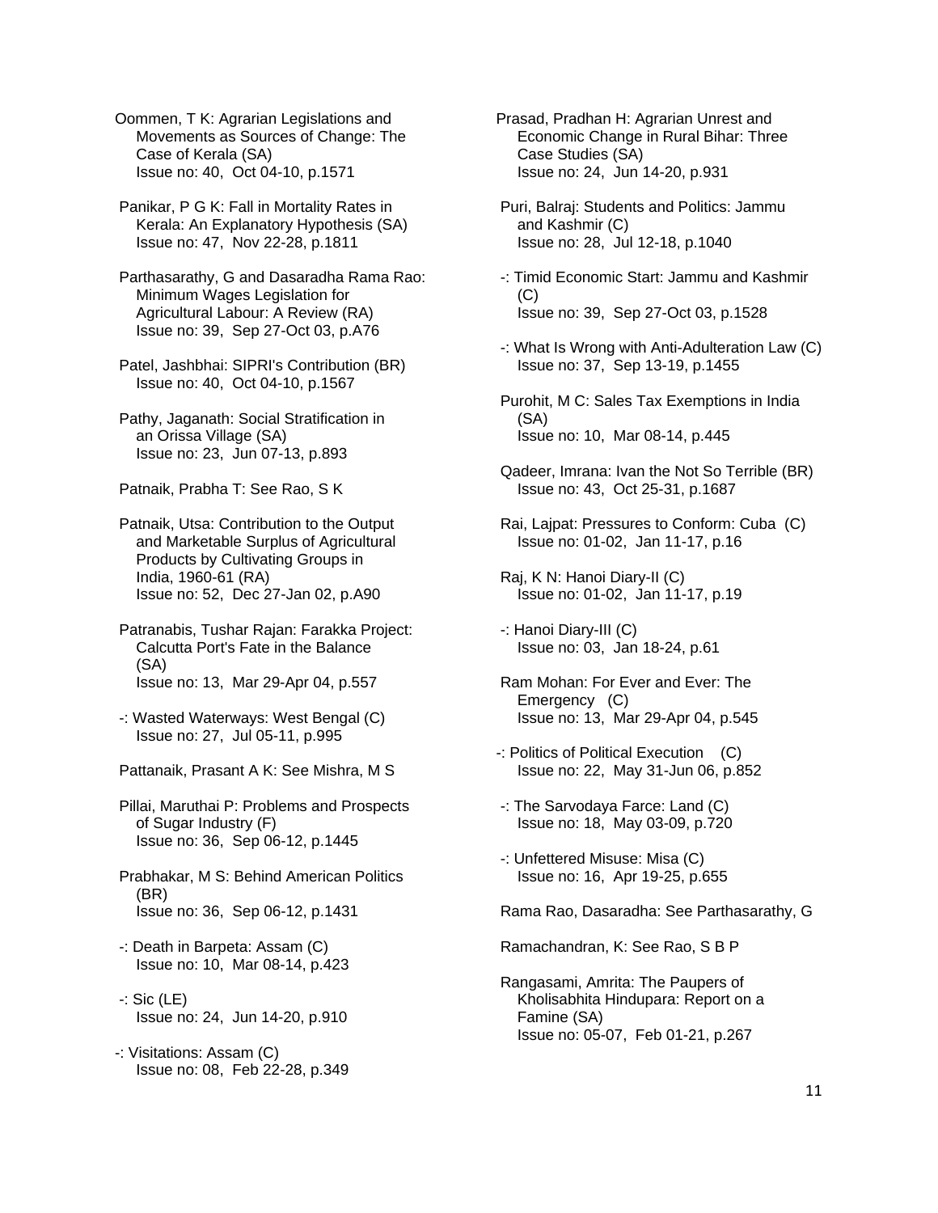Oommen, T K: Agrarian Legislations and Movements as Sources of Change: The Case of Kerala (SA)
Issue no: 40, Oct 04-10, p.1571

Panikar, P G K: Fall in Mortality Rates in Kerala: An Explanatory Hypothesis (SA)
Issue no: 47, Nov 22-28, p.1811

Parthasarathy, G and Dasaradha Rama Rao: Minimum Wages Legislation for Agricultural Labour: A Review (RA)
Issue no: 39, Sep 27-Oct 03, p.A76

Patel, Jashbhai: SIPRI's Contribution (BR)
Issue no: 40, Oct 04-10, p.1567

Pathy, Jaganath: Social Stratification in an Orissa Village (SA)
Issue no: 23, Jun 07-13, p.893

Patnaik, Prabha T: See Rao, S K

Patnaik, Utsa: Contribution to the Output and Marketable Surplus of Agricultural Products by Cultivating Groups in India, 1960-61 (RA)
Issue no: 52, Dec 27-Jan 02, p.A90

Patranabis, Tushar Rajan: Farakka Project: Calcutta Port's Fate in the Balance (SA)
Issue no: 13, Mar 29-Apr 04, p.557

-: Wasted Waterways: West Bengal (C)
Issue no: 27, Jul 05-11, p.995

Pattanaik, Prasant A K: See Mishra, M S

Pillai, Maruthai P: Problems and Prospects of Sugar Industry (F)
Issue no: 36, Sep 06-12, p.1445

Prabhakar, M S: Behind American Politics (BR)
Issue no: 36, Sep 06-12, p.1431

-: Death in Barpeta: Assam (C)
Issue no: 10, Mar 08-14, p.423

-: Sic (LE)
Issue no: 24, Jun 14-20, p.910

-: Visitations: Assam (C)
Issue no: 08, Feb 22-28, p.349

Prasad, Pradhan H: Agrarian Unrest and Economic Change in Rural Bihar: Three Case Studies (SA)
Issue no: 24, Jun 14-20, p.931

Puri, Balraj: Students and Politics: Jammu and Kashmir (C)
Issue no: 28, Jul 12-18, p.1040

-: Timid Economic Start: Jammu and Kashmir (C)
Issue no: 39, Sep 27-Oct 03, p.1528

-: What Is Wrong with Anti-Adulteration Law (C)
Issue no: 37, Sep 13-19, p.1455

Purohit, M C: Sales Tax Exemptions in India (SA)
Issue no: 10, Mar 08-14, p.445

Qadeer, Imrana: Ivan the Not So Terrible (BR)
Issue no: 43, Oct 25-31, p.1687

Rai, Lajpat: Pressures to Conform: Cuba (C)
Issue no: 01-02, Jan 11-17, p.16

Raj, K N: Hanoi Diary-II (C)
Issue no: 01-02, Jan 11-17, p.19

-: Hanoi Diary-III (C)
Issue no: 03, Jan 18-24, p.61

Ram Mohan: For Ever and Ever: The Emergency (C)
Issue no: 13, Mar 29-Apr 04, p.545

-: Politics of Political Execution (C)
Issue no: 22, May 31-Jun 06, p.852

-: The Sarvodaya Farce: Land (C)
Issue no: 18, May 03-09, p.720

-: Unfettered Misuse: Misa (C)
Issue no: 16, Apr 19-25, p.655

Rama Rao, Dasaradha: See Parthasarathy, G

Ramachandran, K: See Rao, S B P

Rangasami, Amrita: The Paupers of Kholisabhita Hindupara: Report on a Famine (SA)
Issue no: 05-07, Feb 01-21, p.267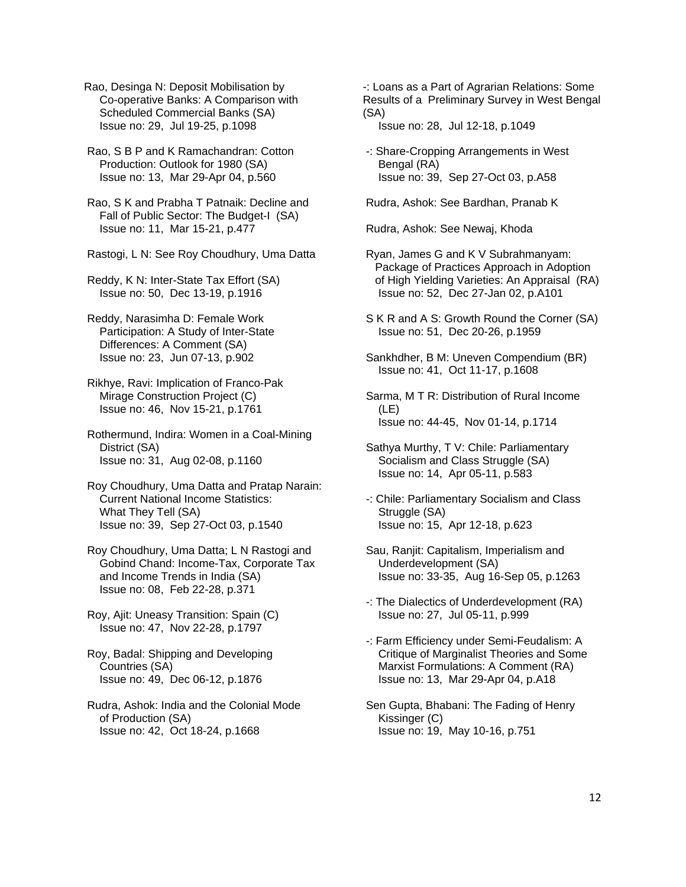Rao, Desinga N: Deposit Mobilisation by Co-operative Banks: A Comparison with Scheduled Commercial Banks (SA)
Issue no: 29, Jul 19-25, p.1098

Rao, S B P and K Ramachandran: Cotton Production: Outlook for 1980 (SA)
Issue no: 13, Mar 29-Apr 04, p.560

Rao, S K and Prabha T Patnaik: Decline and Fall of Public Sector: The Budget-I (SA)
Issue no: 11, Mar 15-21, p.477

Rastogi, L N: See Roy Choudhury, Uma Datta

Reddy, K N: Inter-State Tax Effort (SA)
Issue no: 50, Dec 13-19, p.1916

Reddy, Narasimha D: Female Work Participation: A Study of Inter-State Differences: A Comment (SA)
Issue no: 23, Jun 07-13, p.902

Rikhye, Ravi: Implication of Franco-Pak Mirage Construction Project (C)
Issue no: 46, Nov 15-21, p.1761

Rothermund, Indira: Women in a Coal-Mining District (SA)
Issue no: 31, Aug 02-08, p.1160

Roy Choudhury, Uma Datta and Pratap Narain: Current National Income Statistics: What They Tell (SA)
Issue no: 39, Sep 27-Oct 03, p.1540

Roy Choudhury, Uma Datta; L N Rastogi and Gobind Chand: Income-Tax, Corporate Tax and Income Trends in India (SA)
Issue no: 08, Feb 22-28, p.371

Roy, Ajit: Uneasy Transition: Spain (C)
Issue no: 47, Nov 22-28, p.1797

Roy, Badal: Shipping and Developing Countries (SA)
Issue no: 49, Dec 06-12, p.1876

Rudra, Ashok: India and the Colonial Mode of Production (SA)
Issue no: 42, Oct 18-24, p.1668

-: Loans as a Part of Agrarian Relations: Some Results of a Preliminary Survey in West Bengal (SA)
Issue no: 28, Jul 12-18, p.1049

-: Share-Cropping Arrangements in West Bengal (RA)
Issue no: 39, Sep 27-Oct 03, p.A58

Rudra, Ashok: See Bardhan, Pranab K

Rudra, Ashok: See Newaj, Khoda

Ryan, James G and K V Subrahmanyam: Package of Practices Approach in Adoption of High Yielding Varieties: An Appraisal (RA)
Issue no: 52, Dec 27-Jan 02, p.A101

S K R and A S: Growth Round the Corner (SA)
Issue no: 51, Dec 20-26, p.1959

Sankhdher, B M: Uneven Compendium (BR)
Issue no: 41, Oct 11-17, p.1608

Sarma, M T R: Distribution of Rural Income (LE)
Issue no: 44-45, Nov 01-14, p.1714

Sathya Murthy, T V: Chile: Parliamentary Socialism and Class Struggle (SA)
Issue no: 14, Apr 05-11, p.583

-: Chile: Parliamentary Socialism and Class Struggle (SA)
Issue no: 15, Apr 12-18, p.623

Sau, Ranjit: Capitalism, Imperialism and Underdevelopment (SA)
Issue no: 33-35, Aug 16-Sep 05, p.1263

-: The Dialectics of Underdevelopment (RA)
Issue no: 27, Jul 05-11, p.999

-: Farm Efficiency under Semi-Feudalism: A Critique of Marginalist Theories and Some Marxist Formulations: A Comment (RA)
Issue no: 13, Mar 29-Apr 04, p.A18

Sen Gupta, Bhabani: The Fading of Henry Kissinger (C)
Issue no: 19, May 10-16, p.751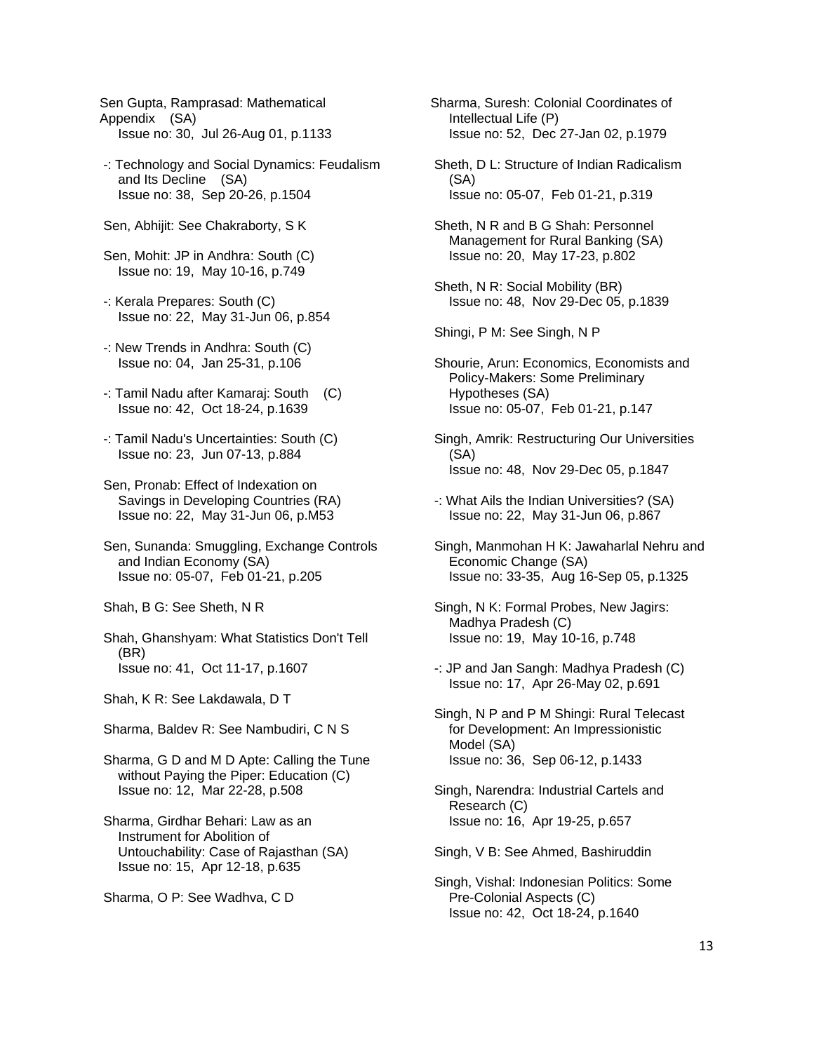Sen Gupta, Ramprasad: Mathematical Appendix (SA)
Issue no: 30, Jul 26-Aug 01, p.1133

-: Technology and Social Dynamics: Feudalism and Its Decline (SA)
Issue no: 38, Sep 20-26, p.1504

Sen, Abhijit: See Chakraborty, S K

Sen, Mohit: JP in Andhra: South (C)
Issue no: 19, May 10-16, p.749

-: Kerala Prepares: South (C)
Issue no: 22, May 31-Jun 06, p.854

-: New Trends in Andhra: South (C)
Issue no: 04, Jan 25-31, p.106

-: Tamil Nadu after Kamaraj: South (C)
Issue no: 42, Oct 18-24, p.1639

-: Tamil Nadu's Uncertainties: South (C)
Issue no: 23, Jun 07-13, p.884

Sen, Pronab: Effect of Indexation on Savings in Developing Countries (RA)
Issue no: 22, May 31-Jun 06, p.M53

Sen, Sunanda: Smuggling, Exchange Controls and Indian Economy (SA)
Issue no: 05-07, Feb 01-21, p.205

Shah, B G: See Sheth, N R

Shah, Ghanshyam: What Statistics Don't Tell (BR)
Issue no: 41, Oct 11-17, p.1607

Shah, K R: See Lakdawala, D T

Sharma, Baldev R: See Nambudiri, C N S

Sharma, G D and M D Apte: Calling the Tune without Paying the Piper: Education (C)
Issue no: 12, Mar 22-28, p.508

Sharma, Girdhar Behari: Law as an Instrument for Abolition of Untouchability: Case of Rajasthan (SA)
Issue no: 15, Apr 12-18, p.635

Sharma, O P: See Wadhva, C D

Sharma, Suresh: Colonial Coordinates of Intellectual Life (P)
Issue no: 52, Dec 27-Jan 02, p.1979

Sheth, D L: Structure of Indian Radicalism (SA)
Issue no: 05-07, Feb 01-21, p.319

Sheth, N R and B G Shah: Personnel Management for Rural Banking (SA)
Issue no: 20, May 17-23, p.802

Sheth, N R: Social Mobility (BR)
Issue no: 48, Nov 29-Dec 05, p.1839

Shingi, P M: See Singh, N P

Shourie, Arun: Economics, Economists and Policy-Makers: Some Preliminary Hypotheses (SA)
Issue no: 05-07, Feb 01-21, p.147

Singh, Amrik: Restructuring Our Universities (SA)
Issue no: 48, Nov 29-Dec 05, p.1847

-: What Ails the Indian Universities? (SA)
Issue no: 22, May 31-Jun 06, p.867

Singh, Manmohan H K: Jawaharlal Nehru and Economic Change (SA)
Issue no: 33-35, Aug 16-Sep 05, p.1325

Singh, N K: Formal Probes, New Jagirs: Madhya Pradesh (C)
Issue no: 19, May 10-16, p.748

-: JP and Jan Sangh: Madhya Pradesh (C)
Issue no: 17, Apr 26-May 02, p.691

Singh, N P and P M Shingi: Rural Telecast for Development: An Impressionistic Model (SA)
Issue no: 36, Sep 06-12, p.1433

Singh, Narendra: Industrial Cartels and Research (C)
Issue no: 16, Apr 19-25, p.657

Singh, V B: See Ahmed, Bashiruddin

Singh, Vishal: Indonesian Politics: Some Pre-Colonial Aspects (C)
Issue no: 42, Oct 18-24, p.1640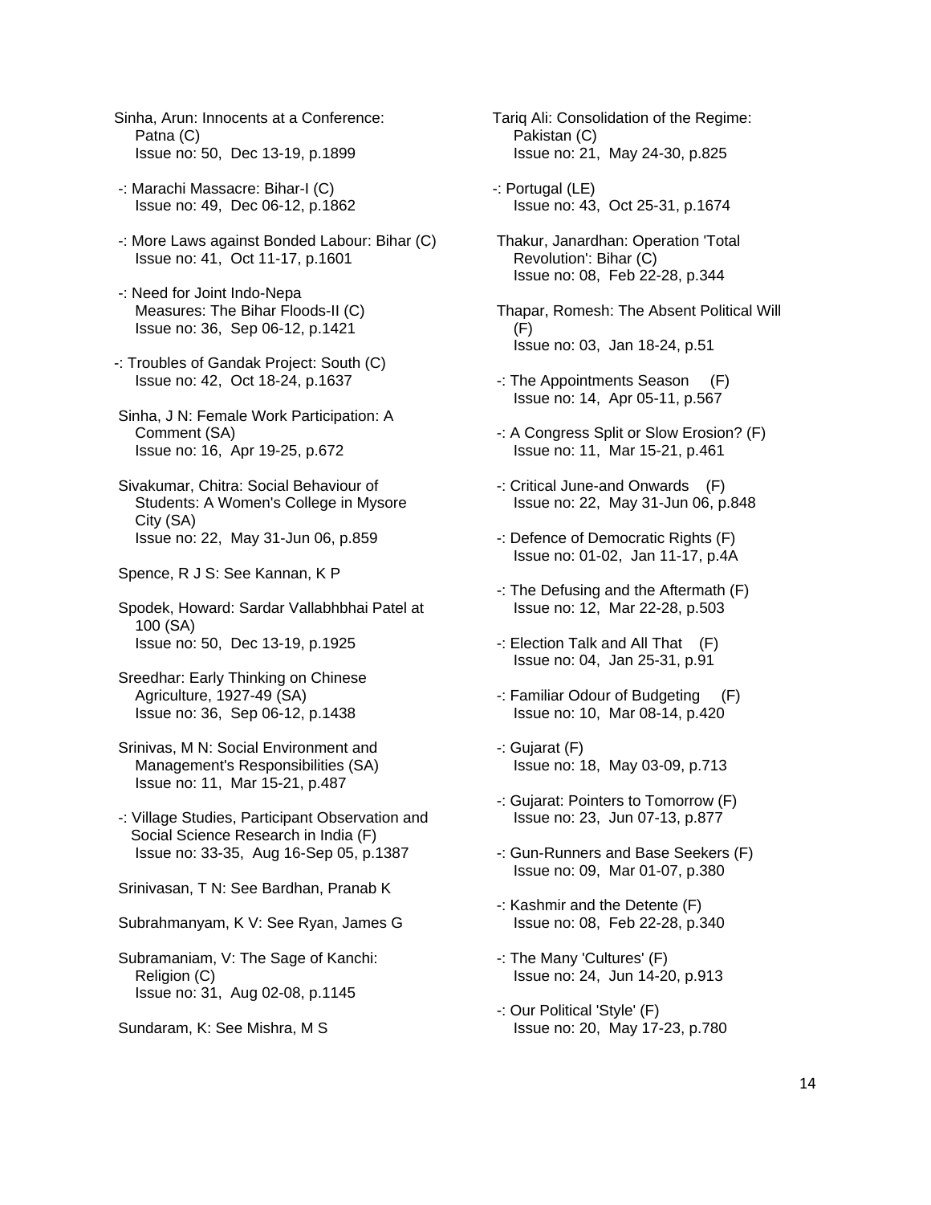Sinha, Arun: Innocents at a Conference: Patna (C)
Issue no: 50, Dec 13-19, p.1899

-: Marachi Massacre: Bihar-I (C)
Issue no: 49, Dec 06-12, p.1862

-: More Laws against Bonded Labour: Bihar (C)
Issue no: 41, Oct 11-17, p.1601

-: Need for Joint Indo-Nepa Measures: The Bihar Floods-II (C)
Issue no: 36, Sep 06-12, p.1421

-: Troubles of Gandak Project: South (C)
Issue no: 42, Oct 18-24, p.1637

Sinha, J N: Female Work Participation: A Comment (SA)
Issue no: 16, Apr 19-25, p.672

Sivakumar, Chitra: Social Behaviour of Students: A Women's College in Mysore City (SA)
Issue no: 22, May 31-Jun 06, p.859

Spence, R J S: See Kannan, K P

Spodek, Howard: Sardar Vallabhbhai Patel at 100 (SA)
Issue no: 50, Dec 13-19, p.1925

Sreedhar: Early Thinking on Chinese Agriculture, 1927-49 (SA)
Issue no: 36, Sep 06-12, p.1438

Srinivas, M N: Social Environment and Management's Responsibilities (SA)
Issue no: 11, Mar 15-21, p.487

-: Village Studies, Participant Observation and Social Science Research in India (F)
Issue no: 33-35, Aug 16-Sep 05, p.1387

Srinivasan, T N: See Bardhan, Pranab K

Subrahmanyam, K V: See Ryan, James G

Subramaniam, V: The Sage of Kanchi: Religion (C)
Issue no: 31, Aug 02-08, p.1145

Sundaram, K: See Mishra, M S

Tariq Ali: Consolidation of the Regime: Pakistan (C)
Issue no: 21, May 24-30, p.825

-: Portugal (LE)
Issue no: 43, Oct 25-31, p.1674

Thakur, Janardhan: Operation 'Total Revolution': Bihar (C)
Issue no: 08, Feb 22-28, p.344

Thapar, Romesh: The Absent Political Will (F)
Issue no: 03, Jan 18-24, p.51

-: The Appointments Season (F)
Issue no: 14, Apr 05-11, p.567

-: A Congress Split or Slow Erosion? (F)
Issue no: 11, Mar 15-21, p.461

-: Critical June-and Onwards (F)
Issue no: 22, May 31-Jun 06, p.848

-: Defence of Democratic Rights (F)
Issue no: 01-02, Jan 11-17, p.4A

-: The Defusing and the Aftermath (F)
Issue no: 12, Mar 22-28, p.503

-: Election Talk and All That (F)
Issue no: 04, Jan 25-31, p.91

-: Familiar Odour of Budgeting (F)
Issue no: 10, Mar 08-14, p.420

-: Gujarat (F)
Issue no: 18, May 03-09, p.713

-: Gujarat: Pointers to Tomorrow (F)
Issue no: 23, Jun 07-13, p.877

-: Gun-Runners and Base Seekers (F)
Issue no: 09, Mar 01-07, p.380

-: Kashmir and the Detente (F)
Issue no: 08, Feb 22-28, p.340

-: The Many 'Cultures' (F)
Issue no: 24, Jun 14-20, p.913

-: Our Political 'Style' (F)
Issue no: 20, May 17-23, p.780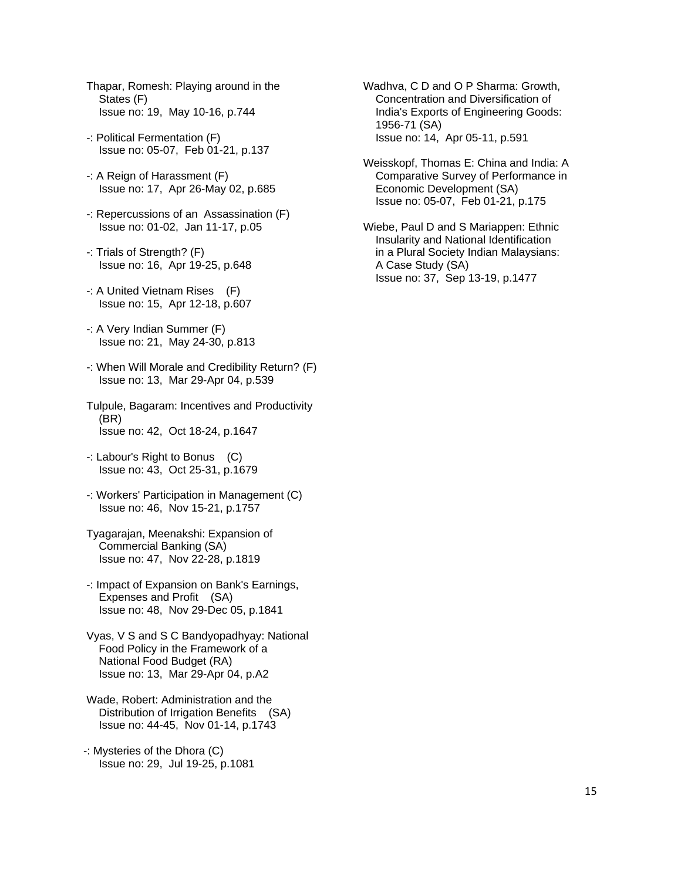Thapar, Romesh: Playing around in the States (F)
Issue no: 19, May 10-16, p.744

-: Political Fermentation (F)
Issue no: 05-07, Feb 01-21, p.137

-: A Reign of Harassment (F)
Issue no: 17, Apr 26-May 02, p.685

-: Repercussions of an Assassination (F)
Issue no: 01-02, Jan 11-17, p.05

-: Trials of Strength? (F)
Issue no: 16, Apr 19-25, p.648

-: A United Vietnam Rises (F)
Issue no: 15, Apr 12-18, p.607

-: A Very Indian Summer (F)
Issue no: 21, May 24-30, p.813

-: When Will Morale and Credibility Return? (F)
Issue no: 13, Mar 29-Apr 04, p.539

Tulpule, Bagaram: Incentives and Productivity (BR)
Issue no: 42, Oct 18-24, p.1647

-: Labour's Right to Bonus (C)
Issue no: 43, Oct 25-31, p.1679

-: Workers' Participation in Management (C)
Issue no: 46, Nov 15-21, p.1757

Tyagarajan, Meenakshi: Expansion of Commercial Banking (SA)
Issue no: 47, Nov 22-28, p.1819

-: Impact of Expansion on Bank's Earnings, Expenses and Profit (SA)
Issue no: 48, Nov 29-Dec 05, p.1841

Vyas, V S and S C Bandyopadhyay: National Food Policy in the Framework of a National Food Budget (RA)
Issue no: 13, Mar 29-Apr 04, p.A2

Wade, Robert: Administration and the Distribution of Irrigation Benefits (SA)
Issue no: 44-45, Nov 01-14, p.1743

-: Mysteries of the Dhora (C)
Issue no: 29, Jul 19-25, p.1081

Wadhva, C D and O P Sharma: Growth, Concentration and Diversification of India's Exports of Engineering Goods: 1956-71 (SA)
Issue no: 14, Apr 05-11, p.591

Weisskopf, Thomas E: China and India: A Comparative Survey of Performance in Economic Development (SA)
Issue no: 05-07, Feb 01-21, p.175

Wiebe, Paul D and S Mariappen: Ethnic Insularity and National Identification in a Plural Society Indian Malaysians: A Case Study (SA)
Issue no: 37, Sep 13-19, p.1477